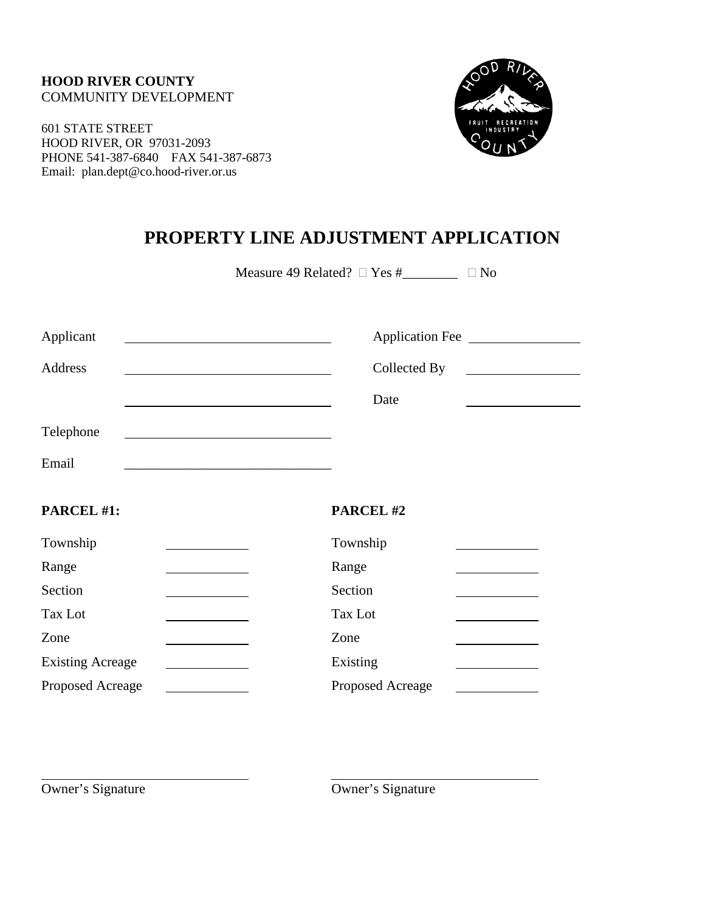**HOOD RIVER COUNTY**
COMMUNITY DEVELOPMENT

601 STATE STREET
HOOD RIVER, OR 97031-2093
PHONE 541-387-6840 FAX 541-387-6873
Email: plan.dept@co.hood-river.or.us

# PROPERTY LINE ADJUSTMENT APPLICATION

Measure 49 Related? ☐ Yes #________ ☐ No

Applicant ______________________________ Application Fee ________________

Address ______________________________ Collected By ________________

______________________________ Date ________________

Telephone ______________________________

Email ______________________________

| **PARCEL #1:** | | **PARCEL #2** | |
|---|---|---|---|
| Township | ____________ | Township | ____________ |
| Range | ____________ | Range | ____________ |
| Section | ____________ | Section | ____________ |
| Tax Lot | ____________ | Tax Lot | ____________ |
| Zone | ____________ | Zone | ____________ |
| Existing Acreage | ____________ | Existing | ____________ |
| Proposed Acreage | ____________ | Proposed Acreage | ____________ |

______________________________ ______________________________
Owner's Signature Owner's Signature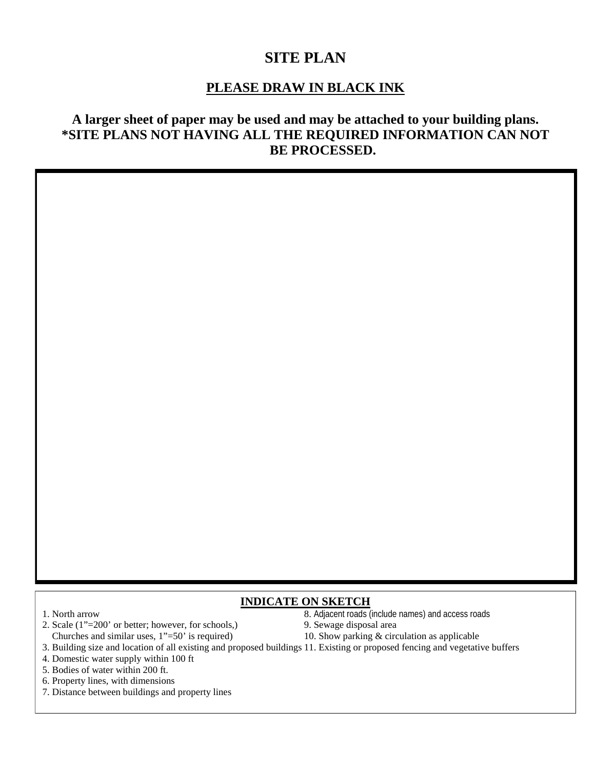# SITE PLAN

## PLEASE DRAW IN BLACK INK

**A larger sheet of paper may be used and may be attached to your building plans.**
**\*SITE PLANS NOT HAVING ALL THE REQUIRED INFORMATION CAN NOT BE PROCESSED.**

### INDICATE ON SKETCH

1. North arrow
2. Scale (1"=200' or better; however, for schools,) Churches and similar uses, 1"=50' is required)
3. Building size and location of all existing and proposed buildings
4. Domestic water supply within 100 ft
5. Bodies of water within 200 ft.
6. Property lines, with dimensions
7. Distance between buildings and property lines
8. Adjacent roads (include names) and access roads
9. Sewage disposal area
10. Show parking & circulation as applicable
11. Existing or proposed fencing and vegetative buffers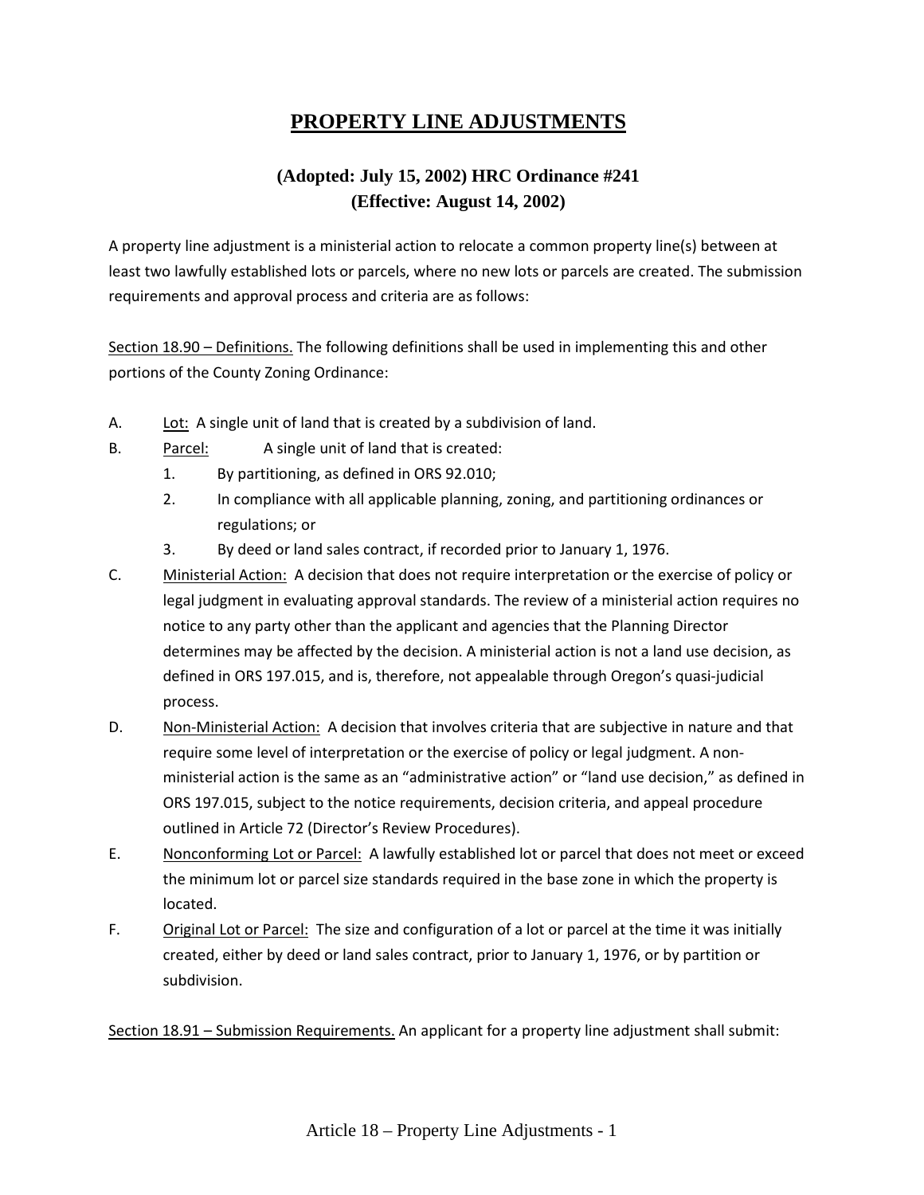# PROPERTY LINE ADJUSTMENTS

### (Adopted: July 15, 2002) HRC Ordinance #241
### (Effective: August 14, 2002)

A property line adjustment is a ministerial action to relocate a common property line(s) between at least two lawfully established lots or parcels, where no new lots or parcels are created. The submission requirements and approval process and criteria are as follows:

Section 18.90 – Definitions. The following definitions shall be used in implementing this and other portions of the County Zoning Ordinance:

A. Lot: A single unit of land that is created by a subdivision of land.

B. Parcel: A single unit of land that is created:
   1. By partitioning, as defined in ORS 92.010;
   2. In compliance with all applicable planning, zoning, and partitioning ordinances or regulations; or
   3. By deed or land sales contract, if recorded prior to January 1, 1976.

C. Ministerial Action: A decision that does not require interpretation or the exercise of policy or legal judgment in evaluating approval standards. The review of a ministerial action requires no notice to any party other than the applicant and agencies that the Planning Director determines may be affected by the decision. A ministerial action is not a land use decision, as defined in ORS 197.015, and is, therefore, not appealable through Oregon's quasi-judicial process.

D. Non-Ministerial Action: A decision that involves criteria that are subjective in nature and that require some level of interpretation or the exercise of policy or legal judgment. A non-ministerial action is the same as an "administrative action" or "land use decision," as defined in ORS 197.015, subject to the notice requirements, decision criteria, and appeal procedure outlined in Article 72 (Director's Review Procedures).

E. Nonconforming Lot or Parcel: A lawfully established lot or parcel that does not meet or exceed the minimum lot or parcel size standards required in the base zone in which the property is located.

F. Original Lot or Parcel: The size and configuration of a lot or parcel at the time it was initially created, either by deed or land sales contract, prior to January 1, 1976, or by partition or subdivision.

Section 18.91 – Submission Requirements. An applicant for a property line adjustment shall submit: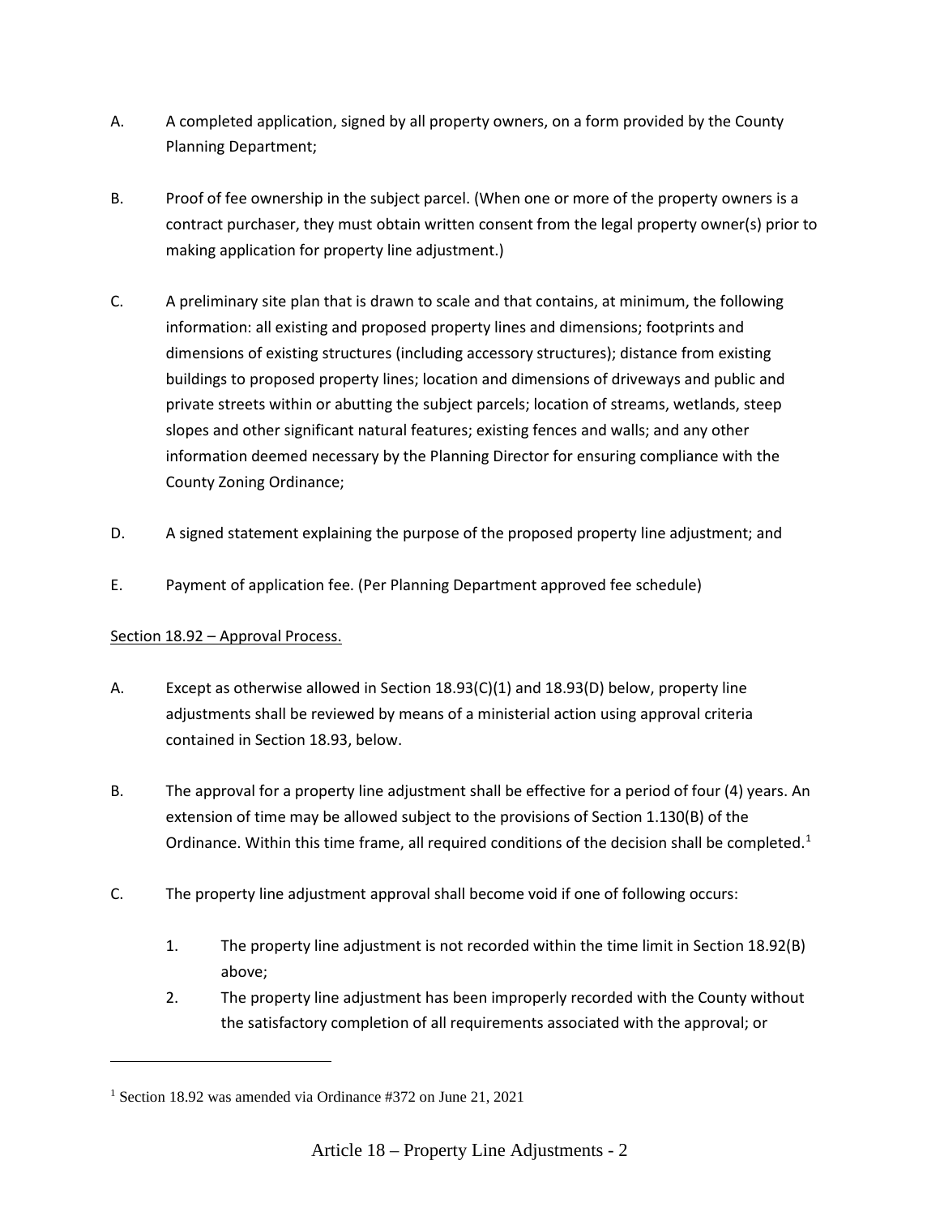A. A completed application, signed by all property owners, on a form provided by the County Planning Department;

B. Proof of fee ownership in the subject parcel. (When one or more of the property owners is a contract purchaser, they must obtain written consent from the legal property owner(s) prior to making application for property line adjustment.)

C. A preliminary site plan that is drawn to scale and that contains, at minimum, the following information: all existing and proposed property lines and dimensions; footprints and dimensions of existing structures (including accessory structures); distance from existing buildings to proposed property lines; location and dimensions of driveways and public and private streets within or abutting the subject parcels; location of streams, wetlands, steep slopes and other significant natural features; existing fences and walls; and any other information deemed necessary by the Planning Director for ensuring compliance with the County Zoning Ordinance;

D. A signed statement explaining the purpose of the proposed property line adjustment; and

E. Payment of application fee. (Per Planning Department approved fee schedule)

<u>Section 18.92 – Approval Process.</u>

A. Except as otherwise allowed in Section 18.93(C)(1) and 18.93(D) below, property line adjustments shall be reviewed by means of a ministerial action using approval criteria contained in Section 18.93, below.

B. The approval for a property line adjustment shall be effective for a period of four (4) years. An extension of time may be allowed subject to the provisions of Section 1.130(B) of the Ordinance. Within this time frame, all required conditions of the decision shall be completed.[1]

C. The property line adjustment approval shall become void if one of following occurs:

   1. The property line adjustment is not recorded within the time limit in Section 18.92(B) above;
   2. The property line adjustment has been improperly recorded with the County without the satisfactory completion of all requirements associated with the approval; or

[1] Section 18.92 was amended via Ordinance #372 on June 21, 2021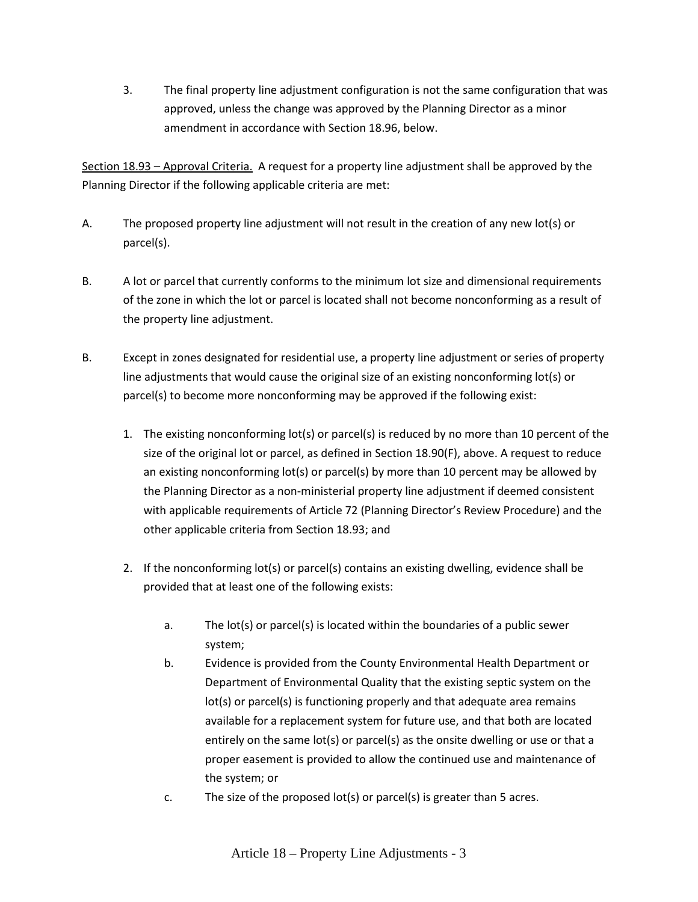3. The final property line adjustment configuration is not the same configuration that was approved, unless the change was approved by the Planning Director as a minor amendment in accordance with Section 18.96, below.

<u>Section 18.93 – Approval Criteria.</u> A request for a property line adjustment shall be approved by the Planning Director if the following applicable criteria are met:

A. The proposed property line adjustment will not result in the creation of any new lot(s) or parcel(s).

B. A lot or parcel that currently conforms to the minimum lot size and dimensional requirements of the zone in which the lot or parcel is located shall not become nonconforming as a result of the property line adjustment.

B. Except in zones designated for residential use, a property line adjustment or series of property line adjustments that would cause the original size of an existing nonconforming lot(s) or parcel(s) to become more nonconforming may be approved if the following exist:

   1. The existing nonconforming lot(s) or parcel(s) is reduced by no more than 10 percent of the size of the original lot or parcel, as defined in Section 18.90(F), above. A request to reduce an existing nonconforming lot(s) or parcel(s) by more than 10 percent may be allowed by the Planning Director as a non-ministerial property line adjustment if deemed consistent with applicable requirements of Article 72 (Planning Director's Review Procedure) and the other applicable criteria from Section 18.93; and

   2. If the nonconforming lot(s) or parcel(s) contains an existing dwelling, evidence shall be provided that at least one of the following exists:

      a. The lot(s) or parcel(s) is located within the boundaries of a public sewer system;

      b. Evidence is provided from the County Environmental Health Department or Department of Environmental Quality that the existing septic system on the lot(s) or parcel(s) is functioning properly and that adequate area remains available for a replacement system for future use, and that both are located entirely on the same lot(s) or parcel(s) as the onsite dwelling or use or that a proper easement is provided to allow the continued use and maintenance of the system; or

      c. The size of the proposed lot(s) or parcel(s) is greater than 5 acres.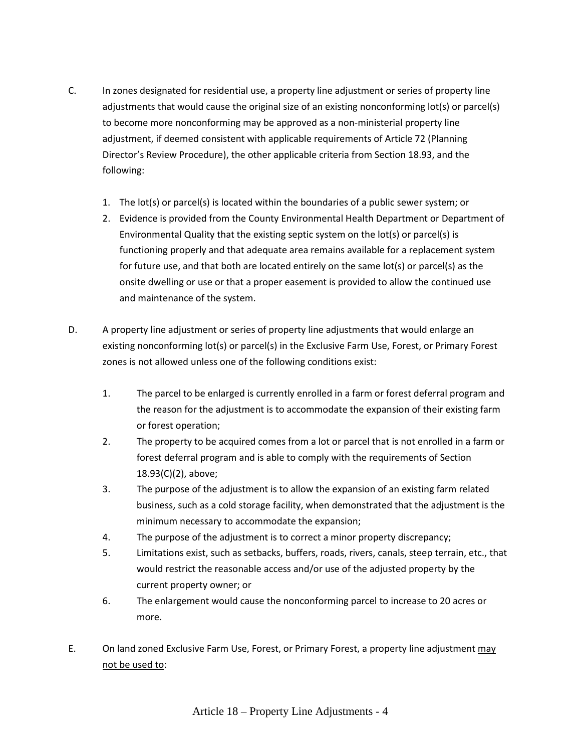C. In zones designated for residential use, a property line adjustment or series of property line adjustments that would cause the original size of an existing nonconforming lot(s) or parcel(s) to become more nonconforming may be approved as a non-ministerial property line adjustment, if deemed consistent with applicable requirements of Article 72 (Planning Director's Review Procedure), the other applicable criteria from Section 18.93, and the following:

   1. The lot(s) or parcel(s) is located within the boundaries of a public sewer system; or
   2. Evidence is provided from the County Environmental Health Department or Department of Environmental Quality that the existing septic system on the lot(s) or parcel(s) is functioning properly and that adequate area remains available for a replacement system for future use, and that both are located entirely on the same lot(s) or parcel(s) as the onsite dwelling or use or that a proper easement is provided to allow the continued use and maintenance of the system.

D. A property line adjustment or series of property line adjustments that would enlarge an existing nonconforming lot(s) or parcel(s) in the Exclusive Farm Use, Forest, or Primary Forest zones is not allowed unless one of the following conditions exist:

   1. The parcel to be enlarged is currently enrolled in a farm or forest deferral program and the reason for the adjustment is to accommodate the expansion of their existing farm or forest operation;
   2. The property to be acquired comes from a lot or parcel that is not enrolled in a farm or forest deferral program and is able to comply with the requirements of Section 18.93(C)(2), above;
   3. The purpose of the adjustment is to allow the expansion of an existing farm related business, such as a cold storage facility, when demonstrated that the adjustment is the minimum necessary to accommodate the expansion;
   4. The purpose of the adjustment is to correct a minor property discrepancy;
   5. Limitations exist, such as setbacks, buffers, roads, rivers, canals, steep terrain, etc., that would restrict the reasonable access and/or use of the adjusted property by the current property owner; or
   6. The enlargement would cause the nonconforming parcel to increase to 20 acres or more.

E. On land zoned Exclusive Farm Use, Forest, or Primary Forest, a property line adjustment <u>may not be used to</u>: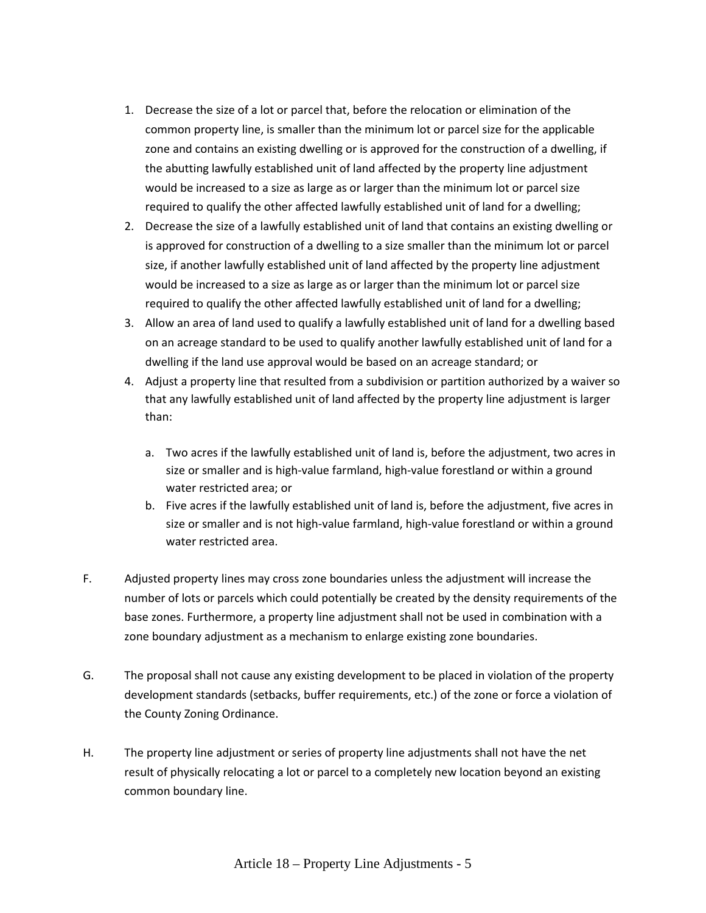1. Decrease the size of a lot or parcel that, before the relocation or elimination of the common property line, is smaller than the minimum lot or parcel size for the applicable zone and contains an existing dwelling or is approved for the construction of a dwelling, if the abutting lawfully established unit of land affected by the property line adjustment would be increased to a size as large as or larger than the minimum lot or parcel size required to qualify the other affected lawfully established unit of land for a dwelling;
2. Decrease the size of a lawfully established unit of land that contains an existing dwelling or is approved for construction of a dwelling to a size smaller than the minimum lot or parcel size, if another lawfully established unit of land affected by the property line adjustment would be increased to a size as large as or larger than the minimum lot or parcel size required to qualify the other affected lawfully established unit of land for a dwelling;
3. Allow an area of land used to qualify a lawfully established unit of land for a dwelling based on an acreage standard to be used to qualify another lawfully established unit of land for a dwelling if the land use approval would be based on an acreage standard; or
4. Adjust a property line that resulted from a subdivision or partition authorized by a waiver so that any lawfully established unit of land affected by the property line adjustment is larger than:

    a. Two acres if the lawfully established unit of land is, before the adjustment, two acres in size or smaller and is high-value farmland, high-value forestland or within a ground water restricted area; or
    b. Five acres if the lawfully established unit of land is, before the adjustment, five acres in size or smaller and is not high-value farmland, high-value forestland or within a ground water restricted area.

F. Adjusted property lines may cross zone boundaries unless the adjustment will increase the number of lots or parcels which could potentially be created by the density requirements of the base zones. Furthermore, a property line adjustment shall not be used in combination with a zone boundary adjustment as a mechanism to enlarge existing zone boundaries.

G. The proposal shall not cause any existing development to be placed in violation of the property development standards (setbacks, buffer requirements, etc.) of the zone or force a violation of the County Zoning Ordinance.

H. The property line adjustment or series of property line adjustments shall not have the net result of physically relocating a lot or parcel to a completely new location beyond an existing common boundary line.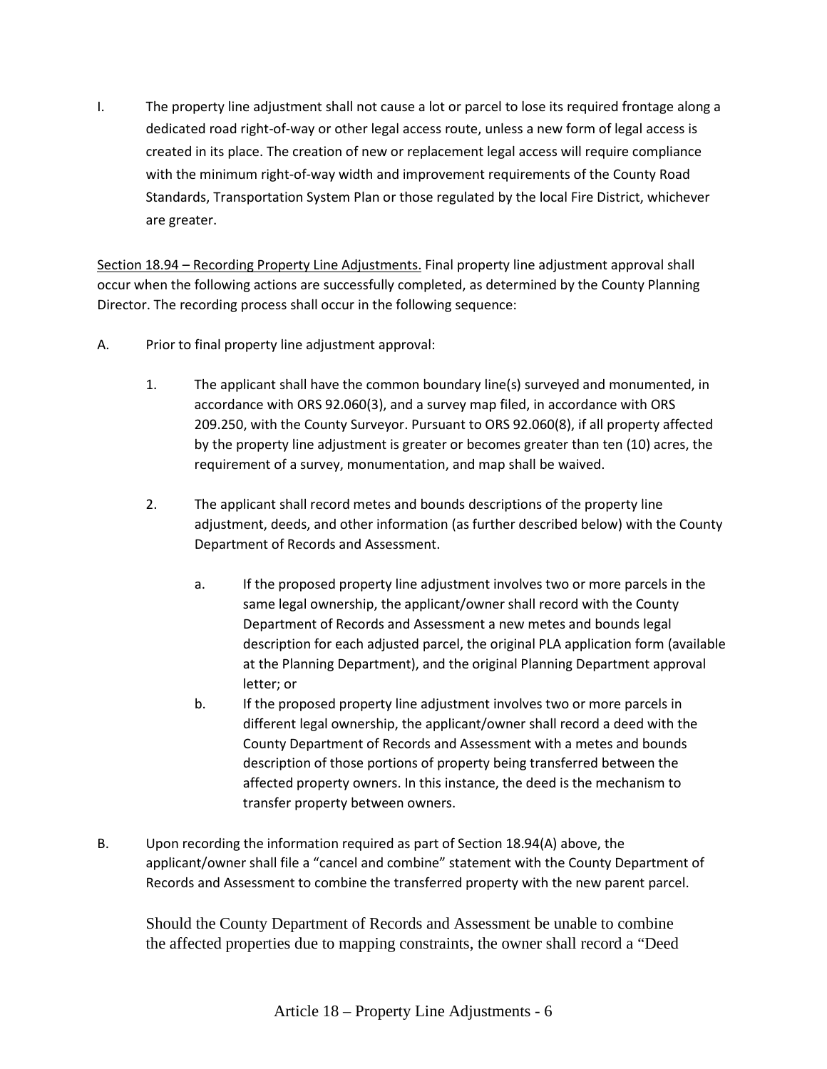I. The property line adjustment shall not cause a lot or parcel to lose its required frontage along a dedicated road right-of-way or other legal access route, unless a new form of legal access is created in its place. The creation of new or replacement legal access will require compliance with the minimum right-of-way width and improvement requirements of the County Road Standards, Transportation System Plan or those regulated by the local Fire District, whichever are greater.

<u>Section 18.94 – Recording Property Line Adjustments.</u> Final property line adjustment approval shall occur when the following actions are successfully completed, as determined by the County Planning Director. The recording process shall occur in the following sequence:

A. Prior to final property line adjustment approval:

   1. The applicant shall have the common boundary line(s) surveyed and monumented, in accordance with ORS 92.060(3), and a survey map filed, in accordance with ORS 209.250, with the County Surveyor. Pursuant to ORS 92.060(8), if all property affected by the property line adjustment is greater or becomes greater than ten (10) acres, the requirement of a survey, monumentation, and map shall be waived.

   2. The applicant shall record metes and bounds descriptions of the property line adjustment, deeds, and other information (as further described below) with the County Department of Records and Assessment.

      a. If the proposed property line adjustment involves two or more parcels in the same legal ownership, the applicant/owner shall record with the County Department of Records and Assessment a new metes and bounds legal description for each adjusted parcel, the original PLA application form (available at the Planning Department), and the original Planning Department approval letter; or

      b. If the proposed property line adjustment involves two or more parcels in different legal ownership, the applicant/owner shall record a deed with the County Department of Records and Assessment with a metes and bounds description of those portions of property being transferred between the affected property owners. In this instance, the deed is the mechanism to transfer property between owners.

B. Upon recording the information required as part of Section 18.94(A) above, the applicant/owner shall file a "cancel and combine" statement with the County Department of Records and Assessment to combine the transferred property with the new parent parcel.

   Should the County Department of Records and Assessment be unable to combine the affected properties due to mapping constraints, the owner shall record a "Deed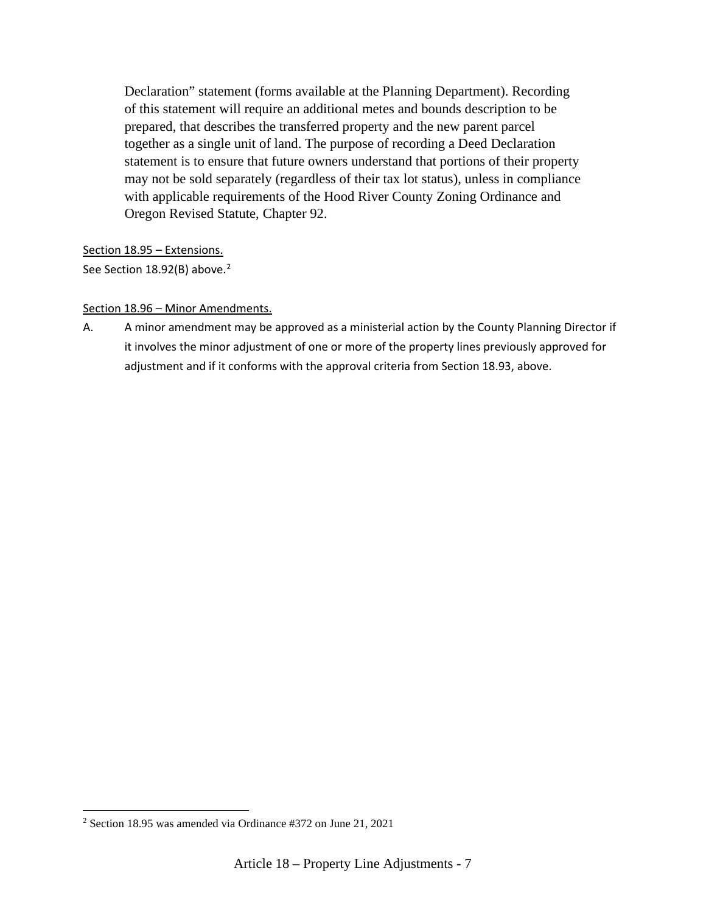Declaration" statement (forms available at the Planning Department). Recording of this statement will require an additional metes and bounds description to be prepared, that describes the transferred property and the new parent parcel together as a single unit of land. The purpose of recording a Deed Declaration statement is to ensure that future owners understand that portions of their property may not be sold separately (regardless of their tax lot status), unless in compliance with applicable requirements of the Hood River County Zoning Ordinance and Oregon Revised Statute, Chapter 92.

<u>Section 18.95 – Extensions.</u>

See Section 18.92(B) above.[2]

<u>Section 18.96 – Minor Amendments.</u>

A. A minor amendment may be approved as a ministerial action by the County Planning Director if it involves the minor adjustment of one or more of the property lines previously approved for adjustment and if it conforms with the approval criteria from Section 18.93, above.

---

[2] Section 18.95 was amended via Ordinance #372 on June 21, 2021